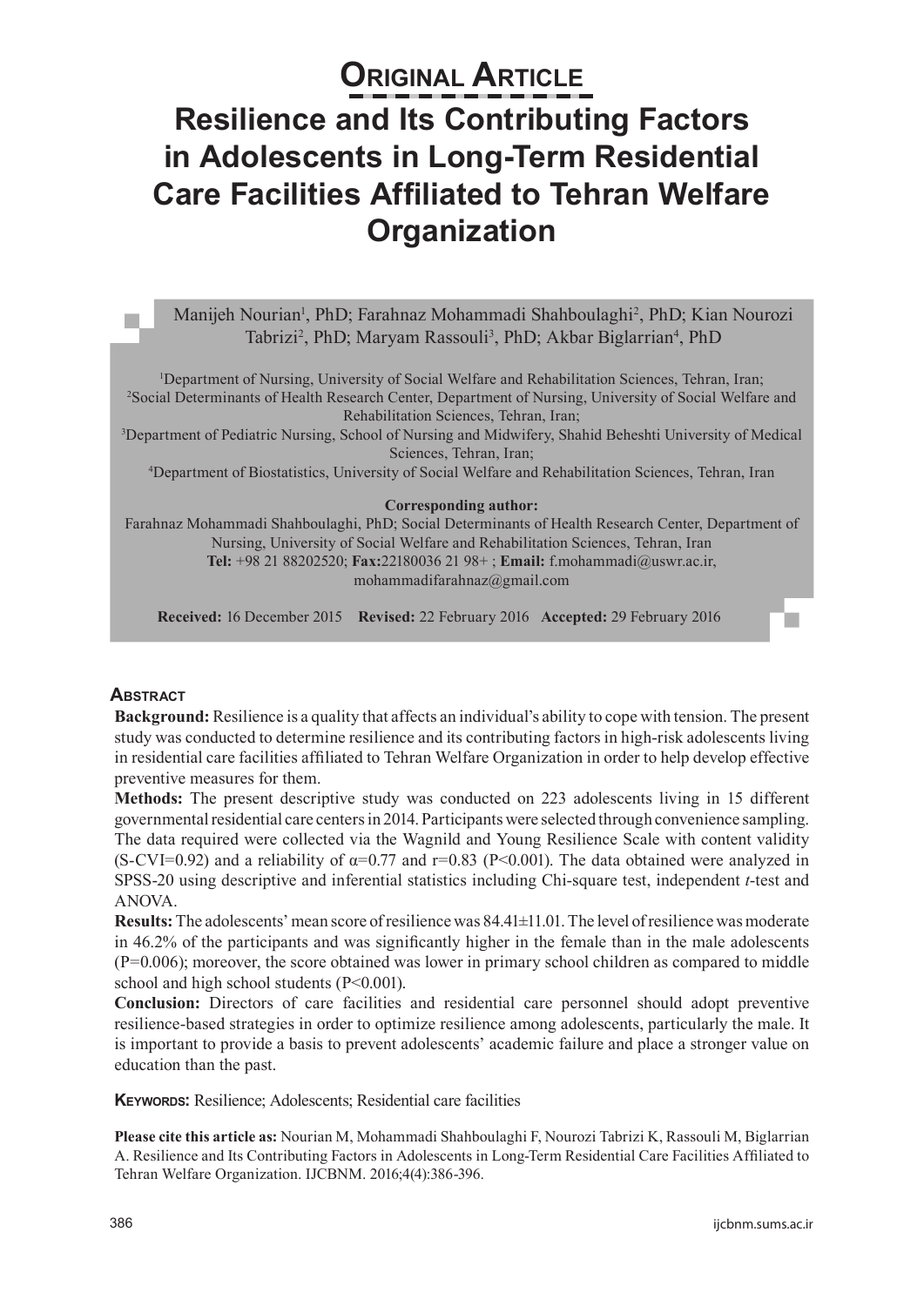**ORIGINAL ARTICLE**

# Resilience and Its Contributing Factors in Adolescents in Long-Term Residential Care Facilities Affiliated to Tehran Welfare Organization

Manijeh Nourian[1], PhD; Farahnaz Mohammadi Shahboulaghi[2], PhD; Kian Nourozi Tabrizi[2], PhD; Maryam Rassouli[3], PhD; Akbar Biglarrian[4], PhD

[1]Department of Nursing, University of Social Welfare and Rehabilitation Sciences, Tehran, Iran;
[2]Social Determinants of Health Research Center, Department of Nursing, University of Social Welfare and Rehabilitation Sciences, Tehran, Iran;
[3]Department of Pediatric Nursing, School of Nursing and Midwifery, Shahid Beheshti University of Medical Sciences, Tehran, Iran;
[4]Department of Biostatistics, University of Social Welfare and Rehabilitation Sciences, Tehran, Iran

**Corresponding author:**
Farahnaz Mohammadi Shahboulaghi, PhD; Social Determinants of Health Research Center, Department of Nursing, University of Social Welfare and Rehabilitation Sciences, Tehran, Iran
**Tel:** +98 21 88202520; **Fax:**22180036 21 98+ ; **Email:** f.mohammadi@uswr.ac.ir, mohammadifarahnaz@gmail.com

**Received:** 16 December 2015 **Revised:** 22 February 2016 **Accepted:** 29 February 2016

## ABSTRACT

**Background:** Resilience is a quality that affects an individual's ability to cope with tension. The present study was conducted to determine resilience and its contributing factors in high-risk adolescents living in residential care facilities affiliated to Tehran Welfare Organization in order to help develop effective preventive measures for them.

**Methods:** The present descriptive study was conducted on 223 adolescents living in 15 different governmental residential care centers in 2014. Participants were selected through convenience sampling. The data required were collected via the Wagnild and Young Resilience Scale with content validity (S-CVI=0.92) and a reliability of $\alpha=0.77$ and $r=0.83$ ($P<0.001$). The data obtained were analyzed in SPSS-20 using descriptive and inferential statistics including Chi-square test, independent *t*-test and ANOVA.

**Results:** The adolescents' mean score of resilience was 84.41±11.01. The level of resilience was moderate in 46.2% of the participants and was significantly higher in the female than in the male adolescents ($P=0.006$); moreover, the score obtained was lower in primary school children as compared to middle school and high school students ($P<0.001$).

**Conclusion:** Directors of care facilities and residential care personnel should adopt preventive resilience-based strategies in order to optimize resilience among adolescents, particularly the male. It is important to provide a basis to prevent adolescents' academic failure and place a stronger value on education than the past.

**KEYWORDS:** Resilience; Adolescents; Residential care facilities

**Please cite this article as:** Nourian M, Mohammadi Shahboulaghi F, Nourozi Tabrizi K, Rassouli M, Biglarrian A. Resilience and Its Contributing Factors in Adolescents in Long-Term Residential Care Facilities Affiliated to Tehran Welfare Organization. IJCBNM. 2016;4(4):386-396.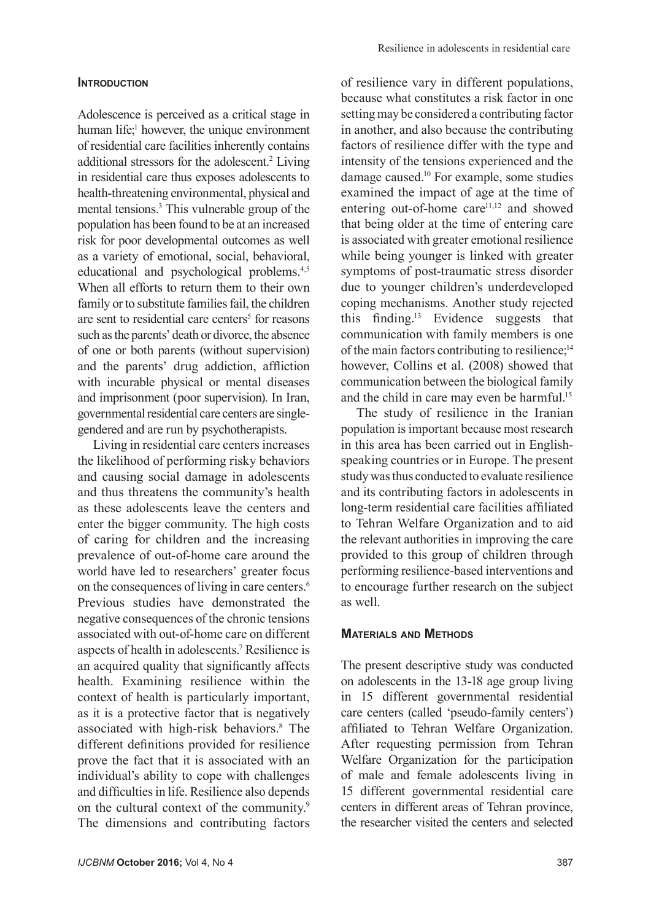## Introduction

Adolescence is perceived as a critical stage in human life;[1] however, the unique environment of residential care facilities inherently contains additional stressors for the adolescent.[2] Living in residential care thus exposes adolescents to health-threatening environmental, physical and mental tensions.[3] This vulnerable group of the population has been found to be at an increased risk for poor developmental outcomes as well as a variety of emotional, social, behavioral, educational and psychological problems.[4,5] When all efforts to return them to their own family or to substitute families fail, the children are sent to residential care centers[5] for reasons such as the parents' death or divorce, the absence of one or both parents (without supervision) and the parents' drug addiction, affliction with incurable physical or mental diseases and imprisonment (poor supervision). In Iran, governmental residential care centers are single-gendered and are run by psychotherapists.

Living in residential care centers increases the likelihood of performing risky behaviors and causing social damage in adolescents and thus threatens the community's health as these adolescents leave the centers and enter the bigger community. The high costs of caring for children and the increasing prevalence of out-of-home care around the world have led to researchers' greater focus on the consequences of living in care centers.[6] Previous studies have demonstrated the negative consequences of the chronic tensions associated with out-of-home care on different aspects of health in adolescents.[7] Resilience is an acquired quality that significantly affects health. Examining resilience within the context of health is particularly important, as it is a protective factor that is negatively associated with high-risk behaviors.[8] The different definitions provided for resilience prove the fact that it is associated with an individual's ability to cope with challenges and difficulties in life. Resilience also depends on the cultural context of the community.[9] The dimensions and contributing factors of resilience vary in different populations, because what constitutes a risk factor in one setting may be considered a contributing factor in another, and also because the contributing factors of resilience differ with the type and intensity of the tensions experienced and the damage caused.[10] For example, some studies examined the impact of age at the time of entering out-of-home care[11,12] and showed that being older at the time of entering care is associated with greater emotional resilience while being younger is linked with greater symptoms of post-traumatic stress disorder due to younger children's underdeveloped coping mechanisms. Another study rejected this finding.[13] Evidence suggests that communication with family members is one of the main factors contributing to resilience;[14] however, Collins et al. (2008) showed that communication between the biological family and the child in care may even be harmful.[15]

The study of resilience in the Iranian population is important because most research in this area has been carried out in English-speaking countries or in Europe. The present study was thus conducted to evaluate resilience and its contributing factors in adolescents in long-term residential care facilities affiliated to Tehran Welfare Organization and to aid the relevant authorities in improving the care provided to this group of children through performing resilience-based interventions and to encourage further research on the subject as well.

## Materials and Methods

The present descriptive study was conducted on adolescents in the 13-18 age group living in 15 different governmental residential care centers (called 'pseudo-family centers') affiliated to Tehran Welfare Organization. After requesting permission from Tehran Welfare Organization for the participation of male and female adolescents living in 15 different governmental residential care centers in different areas of Tehran province, the researcher visited the centers and selected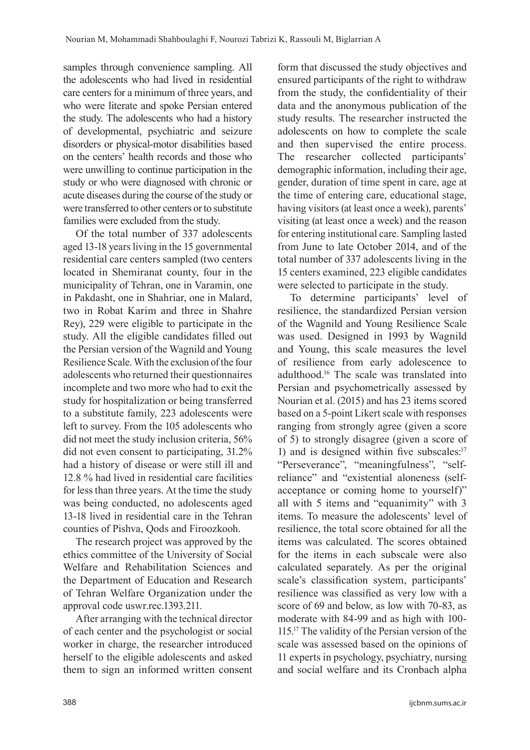samples through convenience sampling. All the adolescents who had lived in residential care centers for a minimum of three years, and who were literate and spoke Persian entered the study. The adolescents who had a history of developmental, psychiatric and seizure disorders or physical-motor disabilities based on the centers' health records and those who were unwilling to continue participation in the study or who were diagnosed with chronic or acute diseases during the course of the study or were transferred to other centers or to substitute families were excluded from the study.

Of the total number of 337 adolescents aged 13-18 years living in the 15 governmental residential care centers sampled (two centers located in Shemiranat county, four in the municipality of Tehran, one in Varamin, one in Pakdasht, one in Shahriar, one in Malard, two in Robat Karim and three in Shahre Rey), 229 were eligible to participate in the study. All the eligible candidates filled out the Persian version of the Wagnild and Young Resilience Scale. With the exclusion of the four adolescents who returned their questionnaires incomplete and two more who had to exit the study for hospitalization or being transferred to a substitute family, 223 adolescents were left to survey. From the 105 adolescents who did not meet the study inclusion criteria, 56% did not even consent to participating, 31.2% had a history of disease or were still ill and 12.8 % had lived in residential care facilities for less than three years. At the time the study was being conducted, no adolescents aged 13-18 lived in residential care in the Tehran counties of Pishva, Qods and Firoozkooh.

The research project was approved by the ethics committee of the University of Social Welfare and Rehabilitation Sciences and the Department of Education and Research of Tehran Welfare Organization under the approval code uswr.rec.1393.211.

After arranging with the technical director of each center and the psychologist or social worker in charge, the researcher introduced herself to the eligible adolescents and asked them to sign an informed written consent form that discussed the study objectives and ensured participants of the right to withdraw from the study, the confidentiality of their data and the anonymous publication of the study results. The researcher instructed the adolescents on how to complete the scale and then supervised the entire process. The researcher collected participants' demographic information, including their age, gender, duration of time spent in care, age at the time of entering care, educational stage, having visitors (at least once a week), parents' visiting (at least once a week) and the reason for entering institutional care. Sampling lasted from June to late October 2014, and of the total number of 337 adolescents living in the 15 centers examined, 223 eligible candidates were selected to participate in the study.

To determine participants' level of resilience, the standardized Persian version of the Wagnild and Young Resilience Scale was used. Designed in 1993 by Wagnild and Young, this scale measures the level of resilience from early adolescence to adulthood.[16] The scale was translated into Persian and psychometrically assessed by Nourian et al. (2015) and has 23 items scored based on a 5-point Likert scale with responses ranging from strongly agree (given a score of 5) to strongly disagree (given a score of 1) and is designed within five subscales:[17] "Perseverance", "meaningfulness", "self-reliance" and "existential aloneness (self-acceptance or coming home to yourself)" all with 5 items and "equanimity" with 3 items. To measure the adolescents' level of resilience, the total score obtained for all the items was calculated. The scores obtained for the items in each subscale were also calculated separately. As per the original scale's classification system, participants' resilience was classified as very low with a score of 69 and below, as low with 70-83, as moderate with 84-99 and as high with 100-115.[17] The validity of the Persian version of the scale was assessed based on the opinions of 11 experts in psychology, psychiatry, nursing and social welfare and its Cronbach alpha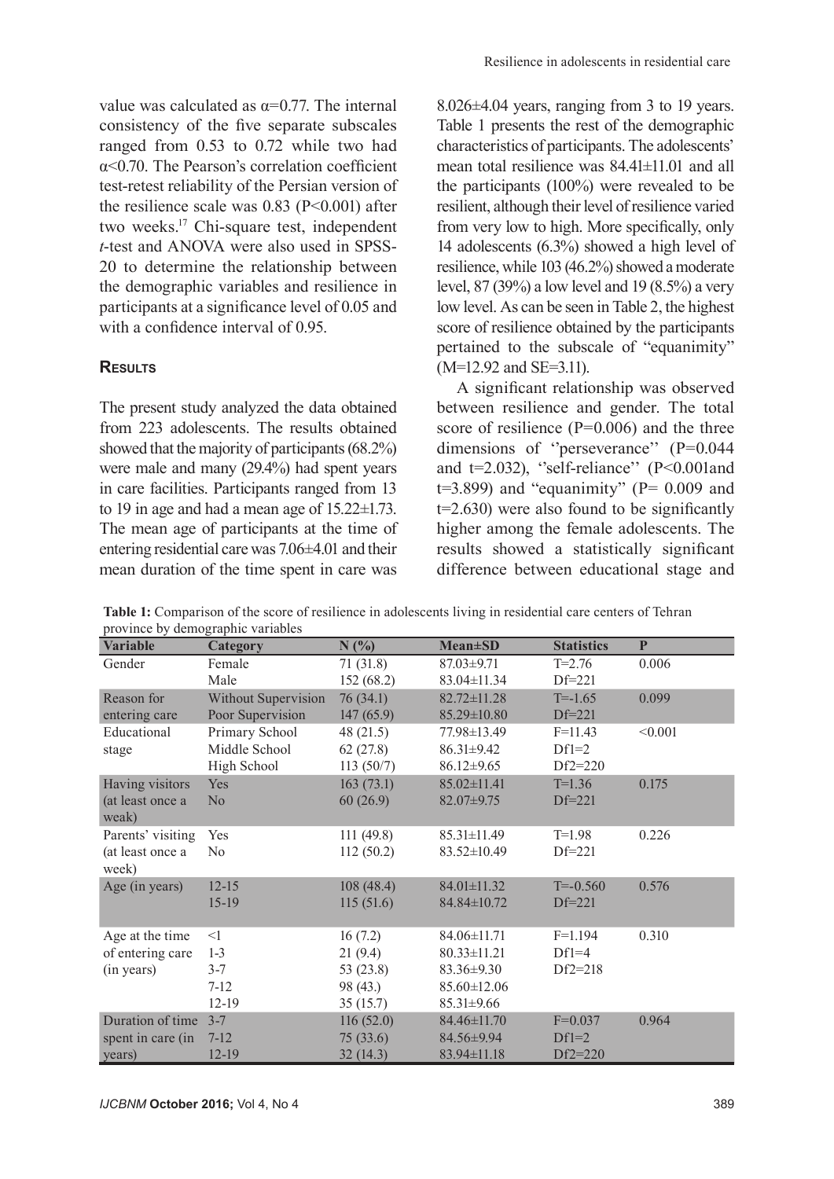value was calculated as α=0.77. The internal consistency of the five separate subscales ranged from 0.53 to 0.72 while two had α<0.70. The Pearson's correlation coefficient test-retest reliability of the Persian version of the resilience scale was 0.83 (P<0.001) after two weeks.[17] Chi-square test, independent *t*-test and ANOVA were also used in SPSS-20 to determine the relationship between the demographic variables and resilience in participants at a significance level of 0.05 and with a confidence interval of 0.95.

## Results

The present study analyzed the data obtained from 223 adolescents. The results obtained showed that the majority of participants (68.2%) were male and many (29.4%) had spent years in care facilities. Participants ranged from 13 to 19 in age and had a mean age of 15.22±1.73. The mean age of participants at the time of entering residential care was 7.06±4.01 and their mean duration of the time spent in care was 8.026±4.04 years, ranging from 3 to 19 years. Table 1 presents the rest of the demographic characteristics of participants. The adolescents' mean total resilience was 84.41±11.01 and all the participants (100%) were revealed to be resilient, although their level of resilience varied from very low to high. More specifically, only 14 adolescents (6.3%) showed a high level of resilience, while 103 (46.2%) showed a moderate level, 87 (39%) a low level and 19 (8.5%) a very low level. As can be seen in Table 2, the highest score of resilience obtained by the participants pertained to the subscale of "equanimity" (M=12.92 and SE=3.11).

A significant relationship was observed between resilience and gender. The total score of resilience (P=0.006) and the three dimensions of ''perseverance'' (P=0.044 and t=2.032), ''self-reliance'' (P<0.001and t=3.899) and "equanimity" (P= 0.009 and t=2.630) were also found to be significantly higher among the female adolescents. The results showed a statistically significant difference between educational stage and

**Table 1:** Comparison of the score of resilience in adolescents living in residential care centers of Tehran province by demographic variables

| Variable | Category | N (%) | Mean±SD | Statistics | P |
|---|---|---|---|---|---|
| Gender | Female | 71 (31.8) | 87.03±9.71 | T=2.76 | 0.006 |
| | Male | 152 (68.2) | 83.04±11.34 | Df=221 | |
| Reason for entering care | Without Supervision | 76 (34.1) | 82.72±11.28 | T=-1.65 | 0.099 |
| | Poor Supervision | 147 (65.9) | 85.29±10.80 | Df=221 | |
| Educational stage | Primary School | 48 (21.5) | 77.98±13.49 | F=11.43 | <0.001 |
| | Middle School | 62 (27.8) | 86.31±9.42 | Df1=2 | |
| | High School | 113 (50/7) | 86.12±9.65 | Df2=220 | |
| Having visitors (at least once a weak) | Yes | 163 (73.1) | 85.02±11.41 | T=1.36 | 0.175 |
| | No | 60 (26.9) | 82.07±9.75 | Df=221 | |
| Parents' visiting (at least once a week) | Yes | 111 (49.8) | 85.31±11.49 | T=1.98 | 0.226 |
| | No | 112 (50.2) | 83.52±10.49 | Df=221 | |
| Age (in years) | 12-15 | 108 (48.4) | 84.01±11.32 | T=-0.560 | 0.576 |
| | 15-19 | 115 (51.6) | 84.84±10.72 | Df=221 | |
| Age at the time of entering care (in years) | <1 | 16 (7.2) | 84.06±11.71 | F=1.194 | 0.310 |
| | 1-3 | 21 (9.4) | 80.33±11.21 | Df1=4 | |
| | 3-7 | 53 (23.8) | 83.36±9.30 | Df2=218 | |
| | 7-12 | 98 (43.) | 85.60±12.06 | | |
| | 12-19 | 35 (15.7) | 85.31±9.66 | | |
| Duration of time spent in care (in years) | 3-7 | 116 (52.0) | 84.46±11.70 | F=0.037 | 0.964 |
| | 7-12 | 75 (33.6) | 84.56±9.94 | Df1=2 | |
| | 12-19 | 32 (14.3) | 83.94±11.18 | Df2=220 | |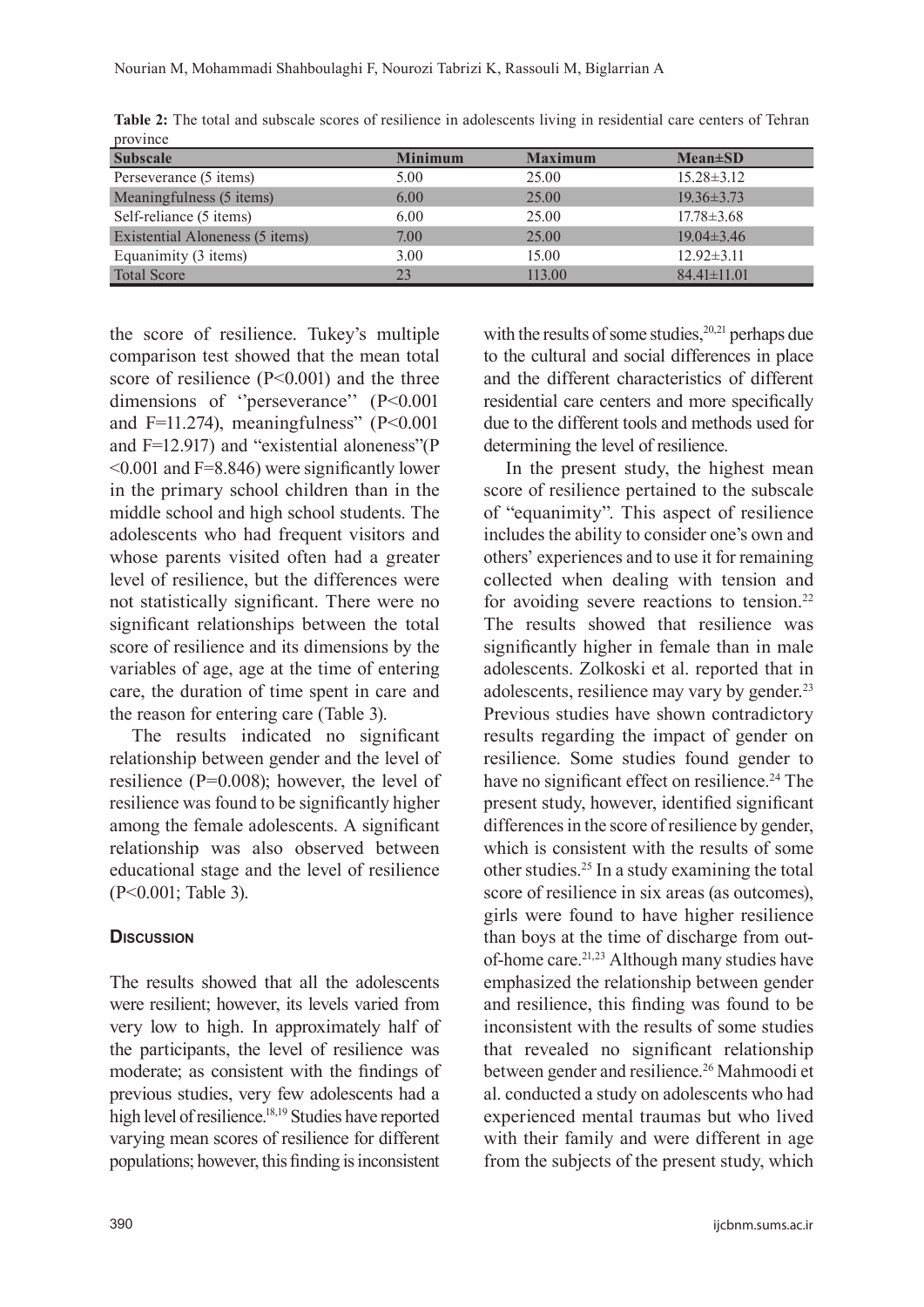**Table 2:** The total and subscale scores of resilience in adolescents living in residential care centers of Tehran province

| Subscale | Minimum | Maximum | Mean±SD |
|---|---|---|---|
| Perseverance (5 items) | 5.00 | 25.00 | 15.28±3.12 |
| Meaningfulness (5 items) | 6.00 | 25.00 | 19.36±3.73 |
| Self-reliance (5 items) | 6.00 | 25.00 | 17.78±3.68 |
| Existential Aloneness (5 items) | 7.00 | 25.00 | 19.04±3.46 |
| Equanimity (3 items) | 3.00 | 15.00 | 12.92±3.11 |
| Total Score | 23 | 113.00 | 84.41±11.01 |

the score of resilience. Tukey's multiple comparison test showed that the mean total score of resilience (P<0.001) and the three dimensions of ''perseverance'' (P<0.001 and F=11.274), meaningfulness" (P<0.001 and F=12.917) and "existential aloneness"(P <0.001 and F=8.846) were significantly lower in the primary school children than in the middle school and high school students. The adolescents who had frequent visitors and whose parents visited often had a greater level of resilience, but the differences were not statistically significant. There were no significant relationships between the total score of resilience and its dimensions by the variables of age, age at the time of entering care, the duration of time spent in care and the reason for entering care (Table 3).

The results indicated no significant relationship between gender and the level of resilience (P=0.008); however, the level of resilience was found to be significantly higher among the female adolescents. A significant relationship was also observed between educational stage and the level of resilience (P<0.001; Table 3).

## Discussion

The results showed that all the adolescents were resilient; however, its levels varied from very low to high. In approximately half of the participants, the level of resilience was moderate; as consistent with the findings of previous studies, very few adolescents had a high level of resilience.[18,19] Studies have reported varying mean scores of resilience for different populations; however, this finding is inconsistent with the results of some studies,[20,21] perhaps due to the cultural and social differences in place and the different characteristics of different residential care centers and more specifically due to the different tools and methods used for determining the level of resilience.

In the present study, the highest mean score of resilience pertained to the subscale of "equanimity". This aspect of resilience includes the ability to consider one's own and others' experiences and to use it for remaining collected when dealing with tension and for avoiding severe reactions to tension.[22] The results showed that resilience was significantly higher in female than in male adolescents. Zolkoski et al. reported that in adolescents, resilience may vary by gender.[23] Previous studies have shown contradictory results regarding the impact of gender on resilience. Some studies found gender to have no significant effect on resilience.[24] The present study, however, identified significant differences in the score of resilience by gender, which is consistent with the results of some other studies.[25] In a study examining the total score of resilience in six areas (as outcomes), girls were found to have higher resilience than boys at the time of discharge from out-of-home care.[21,23] Although many studies have emphasized the relationship between gender and resilience, this finding was found to be inconsistent with the results of some studies that revealed no significant relationship between gender and resilience.[26] Mahmoodi et al. conducted a study on adolescents who had experienced mental traumas but who lived with their family and were different in age from the subjects of the present study, which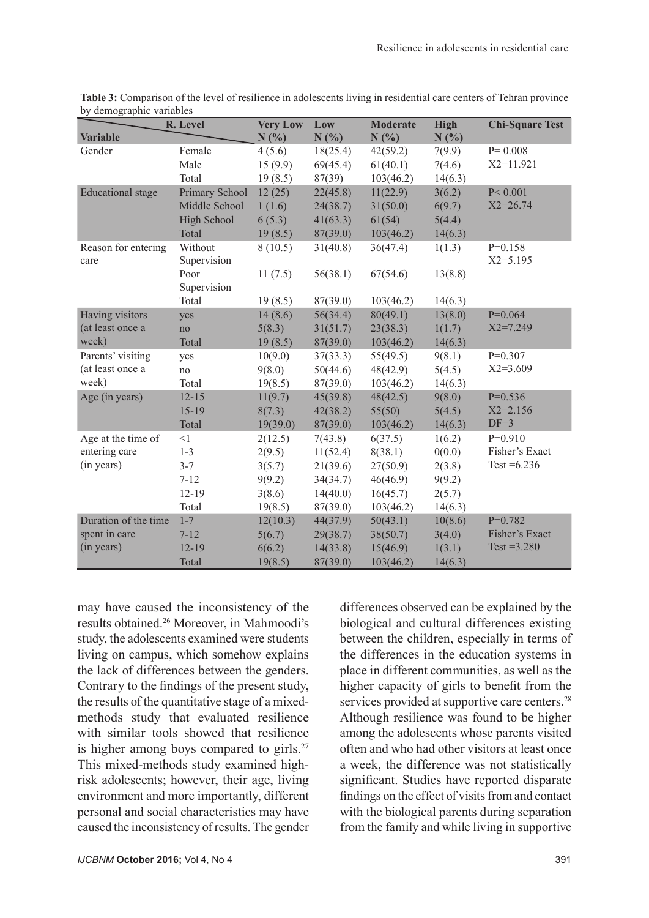**Table 3:** Comparison of the level of resilience in adolescents living in residential care centers of Tehran province by demographic variables

| Variable | R. Level | Very Low N (%) | Low N (%) | Moderate N (%) | High N (%) | Chi-Square Test |
|---|---|---|---|---|---|---|
| Gender | Female | 4 (5.6) | 18(25.4) | 42(59.2) | 7(9.9) | P= 0.008 |
| | Male | 15 (9.9) | 69(45.4) | 61(40.1) | 7(4.6) | X2=11.921 |
| | Total | 19 (8.5) | 87(39) | 103(46.2) | 14(6.3) | |
| Educational stage | Primary School | 12 (25) | 22(45.8) | 11(22.9) | 3(6.2) | P< 0.001 |
| | Middle School | 1 (1.6) | 24(38.7) | 31(50.0) | 6(9.7) | X2=26.74 |
| | High School | 6 (5.3) | 41(63.3) | 61(54) | 5(4.4) | |
| | Total | 19 (8.5) | 87(39.0) | 103(46.2) | 14(6.3) | |
| Reason for entering care | Without Supervision | 8 (10.5) | 31(40.8) | 36(47.4) | 1(1.3) | P=0.158 X2=5.195 |
| | Poor Supervision | 11 (7.5) | 56(38.1) | 67(54.6) | 13(8.8) | |
| | Total | 19 (8.5) | 87(39.0) | 103(46.2) | 14(6.3) | |
| Having visitors (at least once a week) | yes | 14 (8.6) | 56(34.4) | 80(49.1) | 13(8.0) | P=0.064 |
| | no | 5(8.3) | 31(51.7) | 23(38.3) | 1(1.7) | X2=7.249 |
| | Total | 19 (8.5) | 87(39.0) | 103(46.2) | 14(6.3) | |
| Parents' visiting (at least once a week) | yes | 10(9.0) | 37(33.3) | 55(49.5) | 9(8.1) | P=0.307 |
| | no | 9(8.0) | 50(44.6) | 48(42.9) | 5(4.5) | X2=3.609 |
| | Total | 19(8.5) | 87(39.0) | 103(46.2) | 14(6.3) | |
| Age (in years) | 12-15 | 11(9.7) | 45(39.8) | 48(42.5) | 9(8.0) | P=0.536 |
| | 15-19 | 8(7.3) | 42(38.2) | 55(50) | 5(4.5) | X2=2.156 |
| | Total | 19(39.0) | 87(39.0) | 103(46.2) | 14(6.3) | DF=3 |
| Age at the time of entering care (in years) | <1 | 2(12.5) | 7(43.8) | 6(37.5) | 1(6.2) | P=0.910 |
| | 1-3 | 2(9.5) | 11(52.4) | 8(38.1) | 0(0.0) | Fisher's Exact |
| | 3-7 | 3(5.7) | 21(39.6) | 27(50.9) | 2(3.8) | Test =6.236 |
| | 7-12 | 9(9.2) | 34(34.7) | 46(46.9) | 9(9.2) | |
| | 12-19 | 3(8.6) | 14(40.0) | 16(45.7) | 2(5.7) | |
| | Total | 19(8.5) | 87(39.0) | 103(46.2) | 14(6.3) | |
| Duration of the time spent in care (in years) | 1-7 | 12(10.3) | 44(37.9) | 50(43.1) | 10(8.6) | P=0.782 |
| | 7-12 | 5(6.7) | 29(38.7) | 38(50.7) | 3(4.0) | Fisher's Exact |
| | 12-19 | 6(6.2) | 14(33.8) | 15(46.9) | 1(3.1) | Test =3.280 |
| | Total | 19(8.5) | 87(39.0) | 103(46.2) | 14(6.3) | |

may have caused the inconsistency of the results obtained.[26] Moreover, in Mahmoodi's study, the adolescents examined were students living on campus, which somehow explains the lack of differences between the genders. Contrary to the findings of the present study, the results of the quantitative stage of a mixed-methods study that evaluated resilience with similar tools showed that resilience is higher among boys compared to girls.[27] This mixed-methods study examined high-risk adolescents; however, their age, living environment and more importantly, different personal and social characteristics may have caused the inconsistency of results. The gender differences observed can be explained by the biological and cultural differences existing between the children, especially in terms of the differences in the education systems in place in different communities, as well as the higher capacity of girls to benefit from the services provided at supportive care centers.[28] Although resilience was found to be higher among the adolescents whose parents visited often and who had other visitors at least once a week, the difference was not statistically significant. Studies have reported disparate findings on the effect of visits from and contact with the biological parents during separation from the family and while living in supportive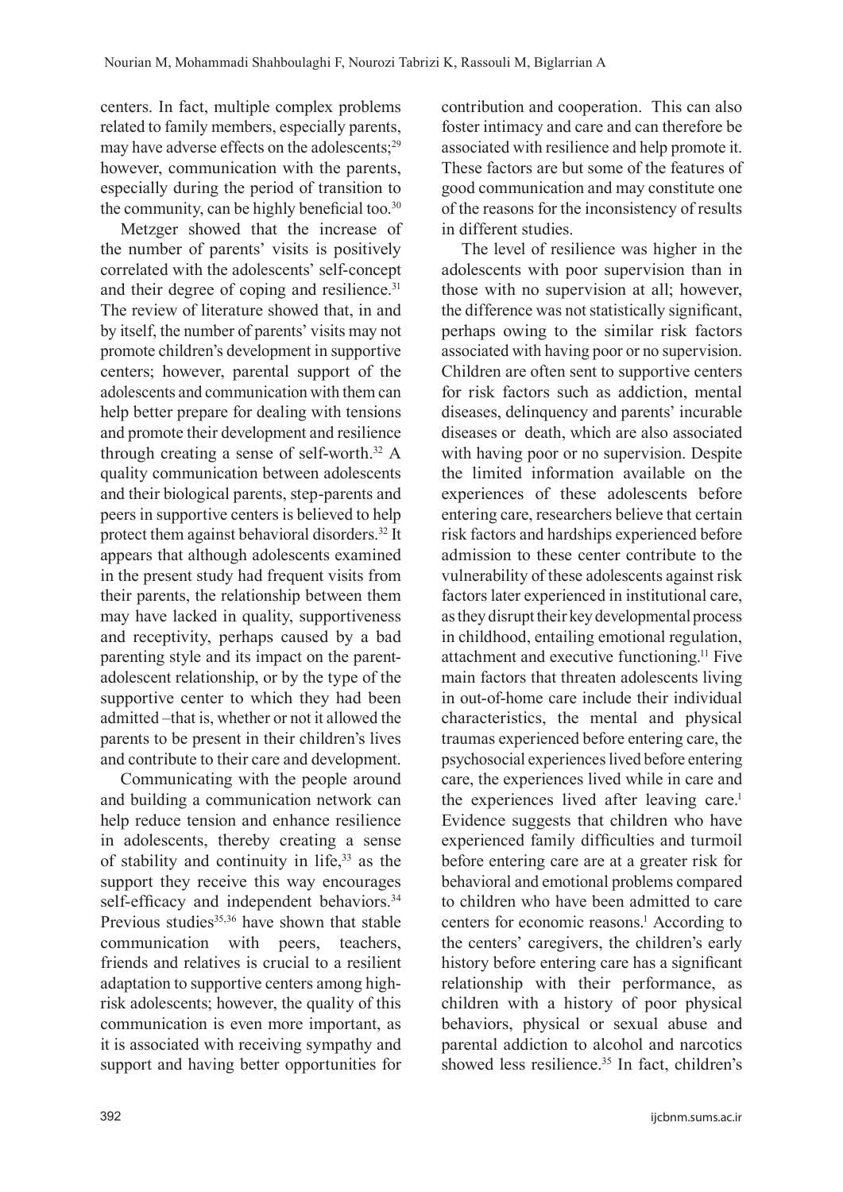centers. In fact, multiple complex problems related to family members, especially parents, may have adverse effects on the adolescents;[29] however, communication with the parents, especially during the period of transition to the community, can be highly beneficial too.[30]

Metzger showed that the increase of the number of parents' visits is positively correlated with the adolescents' self-concept and their degree of coping and resilience.[31] The review of literature showed that, in and by itself, the number of parents' visits may not promote children's development in supportive centers; however, parental support of the adolescents and communication with them can help better prepare for dealing with tensions and promote their development and resilience through creating a sense of self-worth.[32] A quality communication between adolescents and their biological parents, step-parents and peers in supportive centers is believed to help protect them against behavioral disorders.[32] It appears that although adolescents examined in the present study had frequent visits from their parents, the relationship between them may have lacked in quality, supportiveness and receptivity, perhaps caused by a bad parenting style and its impact on the parent-adolescent relationship, or by the type of the supportive center to which they had been admitted –that is, whether or not it allowed the parents to be present in their children's lives and contribute to their care and development.

Communicating with the people around and building a communication network can help reduce tension and enhance resilience in adolescents, thereby creating a sense of stability and continuity in life,[33] as the support they receive this way encourages self-efficacy and independent behaviors.[34] Previous studies[35,36] have shown that stable communication with peers, teachers, friends and relatives is crucial to a resilient adaptation to supportive centers among high-risk adolescents; however, the quality of this communication is even more important, as it is associated with receiving sympathy and support and having better opportunities for contribution and cooperation. This can also foster intimacy and care and can therefore be associated with resilience and help promote it. These factors are but some of the features of good communication and may constitute one of the reasons for the inconsistency of results in different studies.

The level of resilience was higher in the adolescents with poor supervision than in those with no supervision at all; however, the difference was not statistically significant, perhaps owing to the similar risk factors associated with having poor or no supervision. Children are often sent to supportive centers for risk factors such as addiction, mental diseases, delinquency and parents' incurable diseases or death, which are also associated with having poor or no supervision. Despite the limited information available on the experiences of these adolescents before entering care, researchers believe that certain risk factors and hardships experienced before admission to these center contribute to the vulnerability of these adolescents against risk factors later experienced in institutional care, as they disrupt their key developmental process in childhood, entailing emotional regulation, attachment and executive functioning.[11] Five main factors that threaten adolescents living in out-of-home care include their individual characteristics, the mental and physical traumas experienced before entering care, the psychosocial experiences lived before entering care, the experiences lived while in care and the experiences lived after leaving care.[1] Evidence suggests that children who have experienced family difficulties and turmoil before entering care are at a greater risk for behavioral and emotional problems compared to children who have been admitted to care centers for economic reasons.[1] According to the centers' caregivers, the children's early history before entering care has a significant relationship with their performance, as children with a history of poor physical behaviors, physical or sexual abuse and parental addiction to alcohol and narcotics showed less resilience.[35] In fact, children's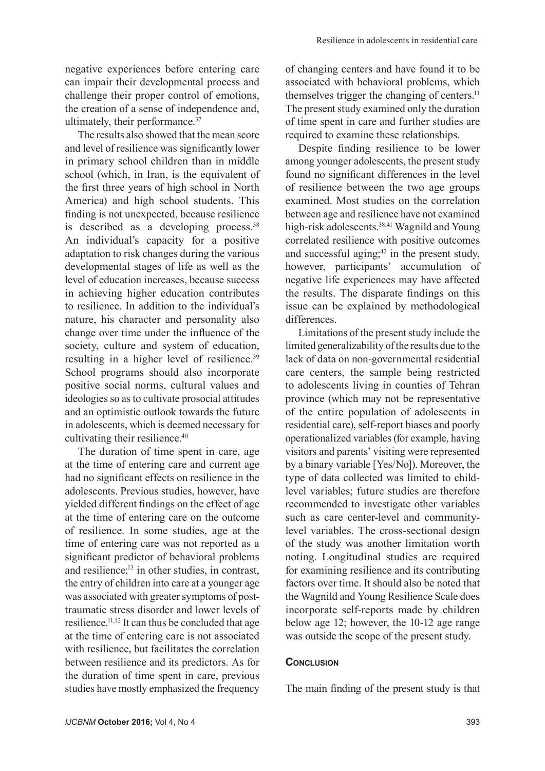negative experiences before entering care can impair their developmental process and challenge their proper control of emotions, the creation of a sense of independence and, ultimately, their performance.[37]

The results also showed that the mean score and level of resilience was significantly lower in primary school children than in middle school (which, in Iran, is the equivalent of the first three years of high school in North America) and high school students. This finding is not unexpected, because resilience is described as a developing process.[38] An individual's capacity for a positive adaptation to risk changes during the various developmental stages of life as well as the level of education increases, because success in achieving higher education contributes to resilience. In addition to the individual's nature, his character and personality also change over time under the influence of the society, culture and system of education, resulting in a higher level of resilience.[39] School programs should also incorporate positive social norms, cultural values and ideologies so as to cultivate prosocial attitudes and an optimistic outlook towards the future in adolescents, which is deemed necessary for cultivating their resilience.[40]

The duration of time spent in care, age at the time of entering care and current age had no significant effects on resilience in the adolescents. Previous studies, however, have yielded different findings on the effect of age at the time of entering care on the outcome of resilience. In some studies, age at the time of entering care was not reported as a significant predictor of behavioral problems and resilience;[13] in other studies, in contrast, the entry of children into care at a younger age was associated with greater symptoms of post-traumatic stress disorder and lower levels of resilience.[11,12] It can thus be concluded that age at the time of entering care is not associated with resilience, but facilitates the correlation between resilience and its predictors. As for the duration of time spent in care, previous studies have mostly emphasized the frequency of changing centers and have found it to be associated with behavioral problems, which themselves trigger the changing of centers.[11] The present study examined only the duration of time spent in care and further studies are required to examine these relationships.

Despite finding resilience to be lower among younger adolescents, the present study found no significant differences in the level of resilience between the two age groups examined. Most studies on the correlation between age and resilience have not examined high-risk adolescents.[38,41] Wagnild and Young correlated resilience with positive outcomes and successful aging;[42] in the present study, however, participants' accumulation of negative life experiences may have affected the results. The disparate findings on this issue can be explained by methodological differences.

Limitations of the present study include the limited generalizability of the results due to the lack of data on non-governmental residential care centers, the sample being restricted to adolescents living in counties of Tehran province (which may not be representative of the entire population of adolescents in residential care), self-report biases and poorly operationalized variables (for example, having visitors and parents' visiting were represented by a binary variable [Yes/No]). Moreover, the type of data collected was limited to child-level variables; future studies are therefore recommended to investigate other variables such as care center-level and community-level variables. The cross-sectional design of the study was another limitation worth noting. Longitudinal studies are required for examining resilience and its contributing factors over time. It should also be noted that the Wagnild and Young Resilience Scale does incorporate self-reports made by children below age 12; however, the 10-12 age range was outside the scope of the present study.

## Conclusion

The main finding of the present study is that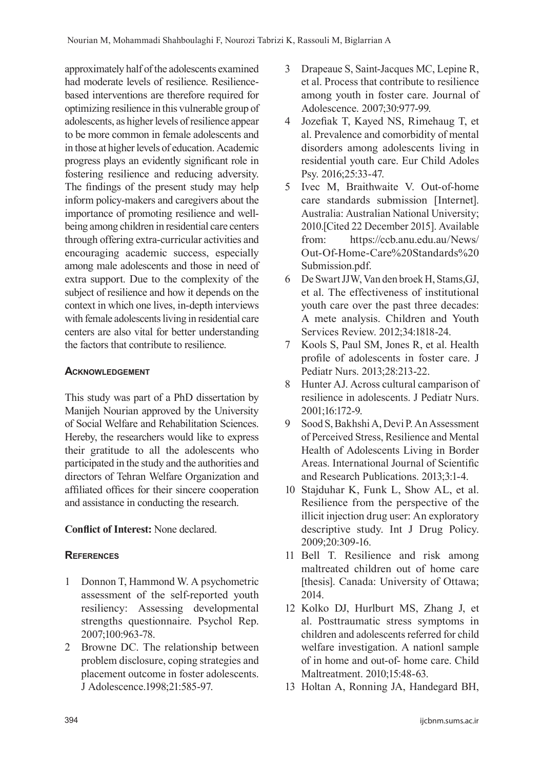approximately half of the adolescents examined had moderate levels of resilience. Resilience-based interventions are therefore required for optimizing resilience in this vulnerable group of adolescents, as higher levels of resilience appear to be more common in female adolescents and in those at higher levels of education. Academic progress plays an evidently significant role in fostering resilience and reducing adversity. The findings of the present study may help inform policy-makers and caregivers about the importance of promoting resilience and well-being among children in residential care centers through offering extra-curricular activities and encouraging academic success, especially among male adolescents and those in need of extra support. Due to the complexity of the subject of resilience and how it depends on the context in which one lives, in-depth interviews with female adolescents living in residential care centers are also vital for better understanding the factors that contribute to resilience.

## Acknowledgement

This study was part of a PhD dissertation by Manijeh Nourian approved by the University of Social Welfare and Rehabilitation Sciences. Hereby, the researchers would like to express their gratitude to all the adolescents who participated in the study and the authorities and directors of Tehran Welfare Organization and affiliated offices for their sincere cooperation and assistance in conducting the research.

**Conflict of Interest:** None declared.

## References

1 Donnon T, Hammond W. A psychometric assessment of the self-reported youth resiliency: Assessing developmental strengths questionnaire. Psychol Rep. 2007;100:963-78.

2 Browne DC. The relationship between problem disclosure, coping strategies and placement outcome in foster adolescents. J Adolescence.1998;21:585-97.

3 Drapeaue S, Saint-Jacques MC, Lepine R, et al. Process that contribute to resilience among youth in foster care. Journal of Adolescence. 2007;30:977-99.

4 Jozefiak T, Kayed NS, Rimehaug T, et al. Prevalence and comorbidity of mental disorders among adolescents living in residential youth care. Eur Child Adoles Psy. 2016;25:33-47.

5 Ivec M, Braithwaite V. Out-of-home care standards submission [Internet]. Australia: Australian National University; 2010.[Cited 22 December 2015]. Available from: https://ccb.anu.edu.au/News/Out-Of-Home-Care%20Standards%20Submission.pdf.

6 De Swart JJW, Van den broek H, Stams,GJ, et al. The effectiveness of institutional youth care over the past three decades: A mete analysis. Children and Youth Services Review. 2012;34:1818-24.

7 Kools S, Paul SM, Jones R, et al. Health profile of adolescents in foster care. J Pediatr Nurs. 2013;28:213-22.

8 Hunter AJ. Across cultural camparison of resilience in adolescents. J Pediatr Nurs. 2001;16:172-9.

9 Sood S, Bakhshi A, Devi P. An Assessment of Perceived Stress, Resilience and Mental Health of Adolescents Living in Border Areas. International Journal of Scientific and Research Publications. 2013;3:1-4.

10 Stajduhar K, Funk L, Show AL, et al. Resilience from the perspective of the illicit injection drug user: An exploratory descriptive study. Int J Drug Policy. 2009;20:309-16.

11 Bell T. Resilience and risk among maltreated children out of home care [thesis]. Canada: University of Ottawa; 2014.

12 Kolko DJ, Hurlburt MS, Zhang J, et al. Posttraumatic stress symptoms in children and adolescents referred for child welfare investigation. A nationl sample of in home and out-of- home care. Child Maltreatment. 2010;15:48-63.

13 Holtan A, Ronning JA, Handegard BH,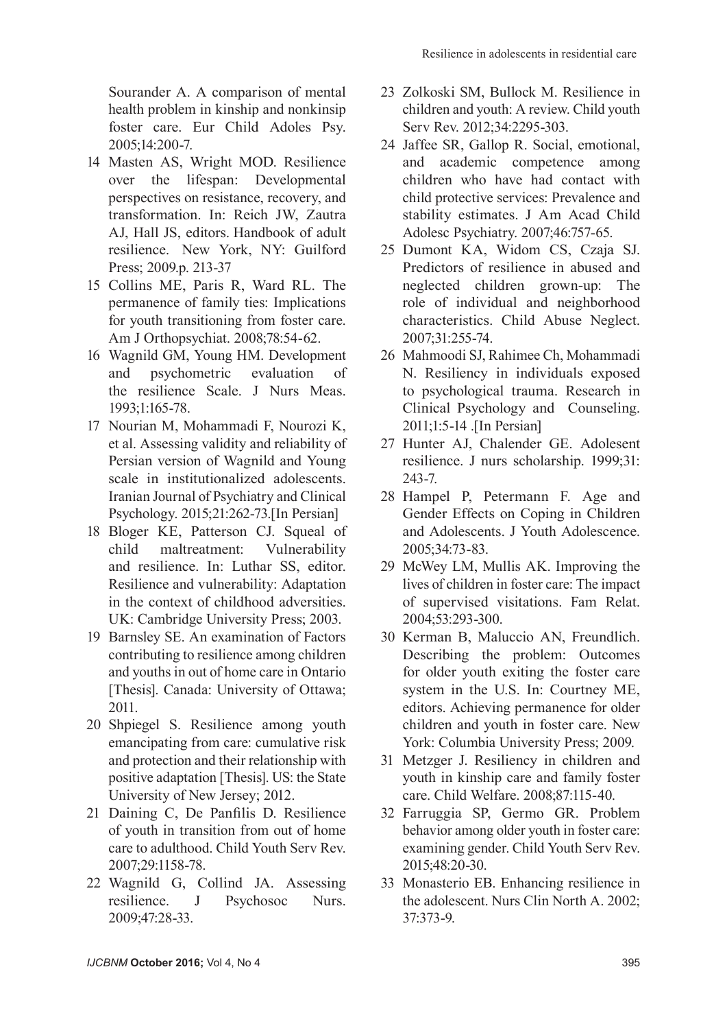Sourander A. A comparison of mental health problem in kinship and nonkinsip foster care. Eur Child Adoles Psy. 2005;14:200-7.

14 Masten AS, Wright MOD. Resilience over the lifespan: Developmental perspectives on resistance, recovery, and transformation. In: Reich JW, Zautra AJ, Hall JS, editors. Handbook of adult resilience. New York, NY: Guilford Press; 2009.p. 213-37

15 Collins ME, Paris R, Ward RL. The permanence of family ties: Implications for youth transitioning from foster care. Am J Orthopsychiat. 2008;78:54-62.

16 Wagnild GM, Young HM. Development and psychometric evaluation of the resilience Scale. J Nurs Meas. 1993;1:165-78.

17 Nourian M, Mohammadi F, Nourozi K, et al. Assessing validity and reliability of Persian version of Wagnild and Young scale in institutionalized adolescents. Iranian Journal of Psychiatry and Clinical Psychology. 2015;21:262-73.[In Persian]

18 Bloger KE, Patterson CJ. Squeal of child maltreatment: Vulnerability and resilience. In: Luthar SS, editor. Resilience and vulnerability: Adaptation in the context of childhood adversities. UK: Cambridge University Press; 2003.

19 Barnsley SE. An examination of Factors contributing to resilience among children and youths in out of home care in Ontario [Thesis]. Canada: University of Ottawa; 2011.

20 Shpiegel S. Resilience among youth emancipating from care: cumulative risk and protection and their relationship with positive adaptation [Thesis]. US: the State University of New Jersey; 2012.

21 Daining C, De Panfilis D. Resilience of youth in transition from out of home care to adulthood. Child Youth Serv Rev. 2007;29:1158-78.

22 Wagnild G, Collind JA. Assessing resilience. J Psychosoc Nurs. 2009;47:28-33.

23 Zolkoski SM, Bullock M. Resilience in children and youth: A review. Child youth Serv Rev. 2012;34:2295-303.

24 Jaffee SR, Gallop R. Social, emotional, and academic competence among children who have had contact with child protective services: Prevalence and stability estimates. J Am Acad Child Adolesc Psychiatry. 2007;46:757-65.

25 Dumont KA, Widom CS, Czaja SJ. Predictors of resilience in abused and neglected children grown-up: The role of individual and neighborhood characteristics. Child Abuse Neglect. 2007;31:255-74.

26 Mahmoodi SJ, Rahimee Ch, Mohammadi N. Resiliency in individuals exposed to psychological trauma. Research in Clinical Psychology and Counseling. 2011;1:5-14 .[In Persian]

27 Hunter AJ, Chalender GE. Adolesent resilience. J nurs scholarship. 1999;31: 243-7.

28 Hampel P, Petermann F. Age and Gender Effects on Coping in Children and Adolescents. J Youth Adolescence. 2005;34:73-83.

29 McWey LM, Mullis AK. Improving the lives of children in foster care: The impact of supervised visitations. Fam Relat. 2004;53:293-300.

30 Kerman B, Maluccio AN, Freundlich. Describing the problem: Outcomes for older youth exiting the foster care system in the U.S. In: Courtney ME, editors. Achieving permanence for older children and youth in foster care. New York: Columbia University Press; 2009.

31 Metzger J. Resiliency in children and youth in kinship care and family foster care. Child Welfare. 2008;87:115-40.

32 Farruggia SP, Germo GR. Problem behavior among older youth in foster care: examining gender. Child Youth Serv Rev. 2015;48:20-30.

33 Monasterio EB. Enhancing resilience in the adolescent. Nurs Clin North A. 2002; 37:373-9.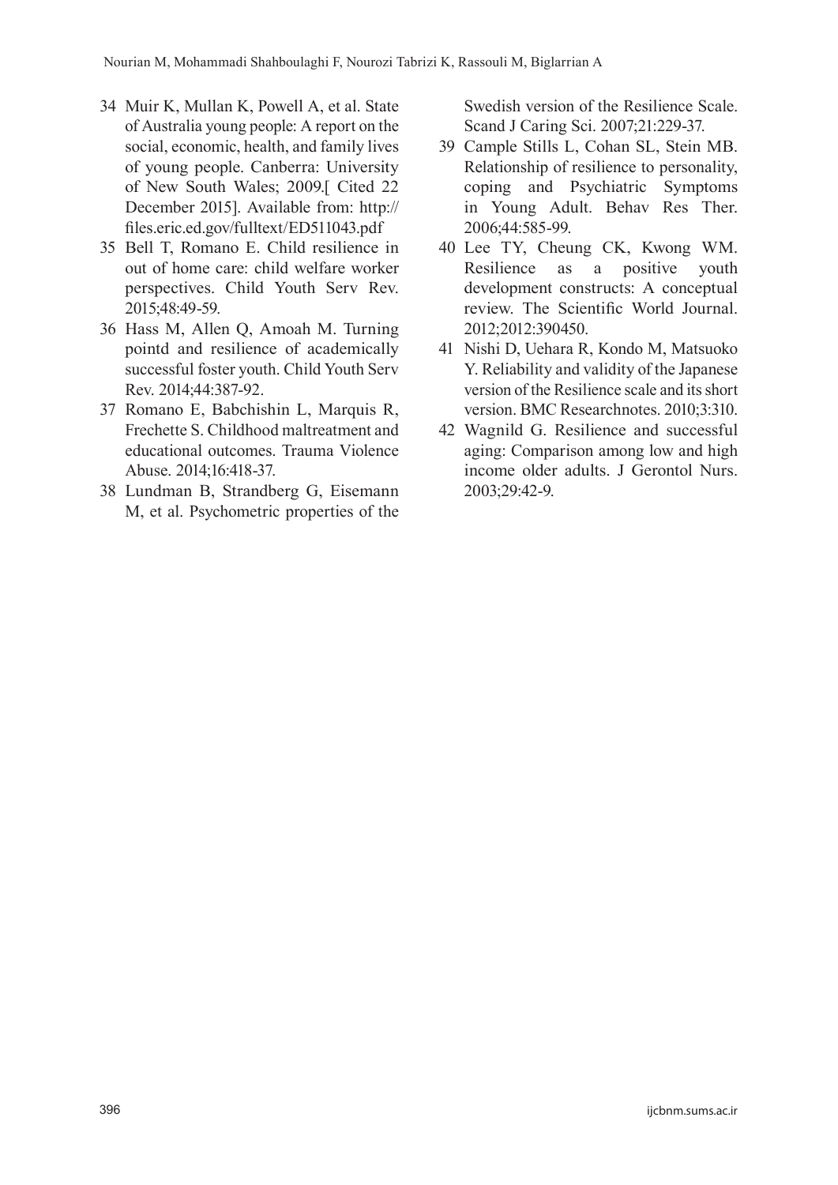34 Muir K, Mullan K, Powell A, et al. State of Australia young people: A report on the social, economic, health, and family lives of young people. Canberra: University of New South Wales; 2009.[ Cited 22 December 2015]. Available from: http://files.eric.ed.gov/fulltext/ED511043.pdf

35 Bell T, Romano E. Child resilience in out of home care: child welfare worker perspectives. Child Youth Serv Rev. 2015;48:49-59.

36 Hass M, Allen Q, Amoah M. Turning pointd and resilience of academically successful foster youth. Child Youth Serv Rev. 2014;44:387-92.

37 Romano E, Babchishin L, Marquis R, Frechette S. Childhood maltreatment and educational outcomes. Trauma Violence Abuse. 2014;16:418-37.

38 Lundman B, Strandberg G, Eisemann M, et al. Psychometric properties of the Swedish version of the Resilience Scale. Scand J Caring Sci. 2007;21:229-37.

39 Cample Stills L, Cohan SL, Stein MB. Relationship of resilience to personality, coping and Psychiatric Symptoms in Young Adult. Behav Res Ther. 2006;44:585-99.

40 Lee TY, Cheung CK, Kwong WM. Resilience as a positive youth development constructs: A conceptual review. The Scientific World Journal. 2012;2012:390450.

41 Nishi D, Uehara R, Kondo M, Matsuoko Y. Reliability and validity of the Japanese version of the Resilience scale and its short version. BMC Researchnotes. 2010;3:310.

42 Wagnild G. Resilience and successful aging: Comparison among low and high income older adults. J Gerontol Nurs. 2003;29:42-9.